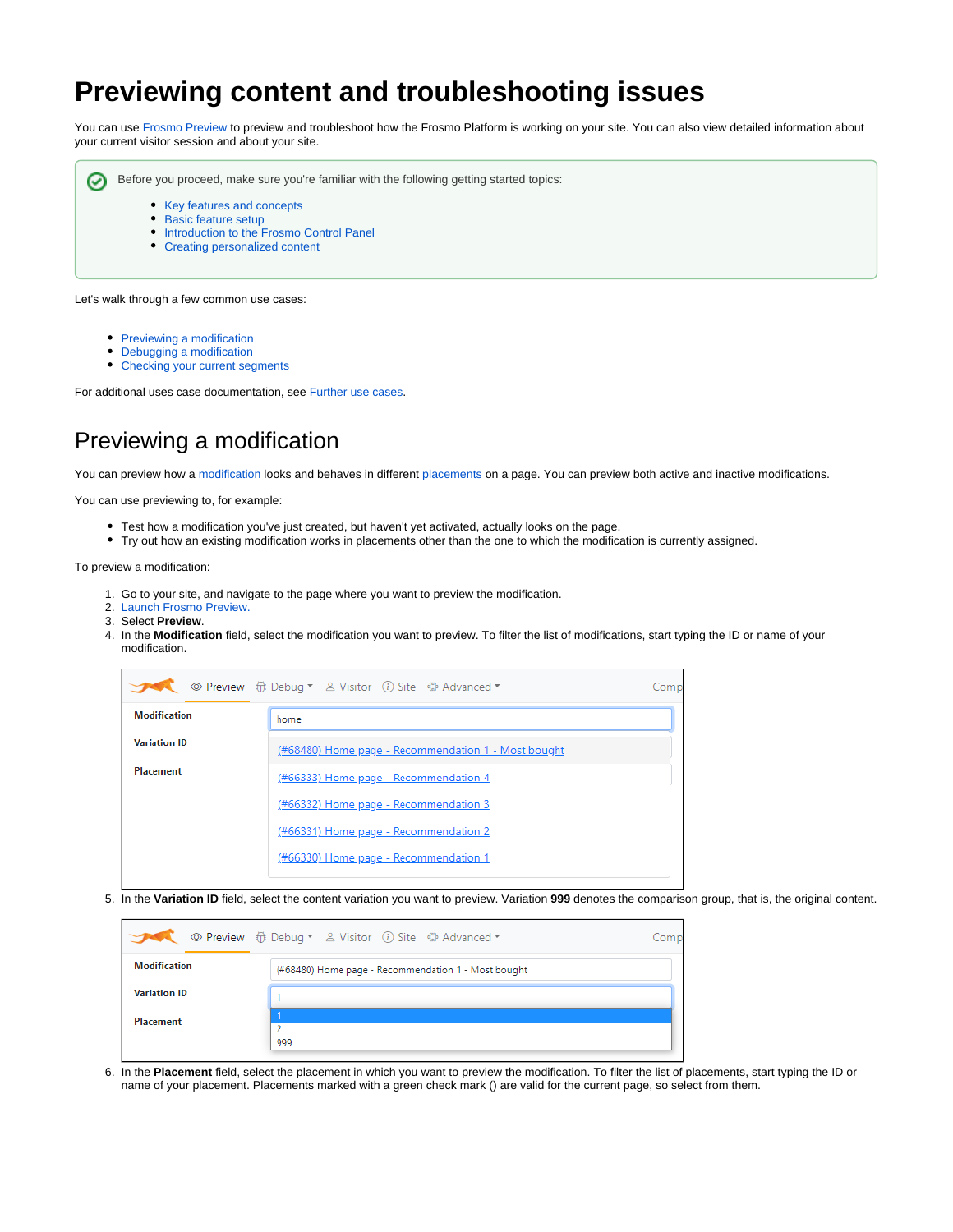# Previewing content and troubleshooting issues

You can use Frosmo Preview to preview and troubleshoot how the Frosmo Platform is working on your site. You can also view detailed information about your current visitor session and about your site.

Before you proceed, make sure you're familiar with the following getting started topics:

- Key features and concepts
- Basic feature setup
- Introduction to the Frosmo Control Panel
- Creating personalized content

Let's walk through a few common use cases:

- Previewing a modification
- Debugging a modification
- Checking your current segments

For additional uses case documentation, see Further use cases.

## Previewing a modification

You can preview how a modification looks and behaves in different placements on a page. You can preview both active and inactive modifications.

You can use previewing to, for example:

- Test how a modification you've just created, but haven't yet activated, actually looks on the page.
- Try out how an existing modification works in placements other than the one to which the modification is currently assigned.

To preview a modification:

1. Go to your site, and navigate to the page where you want to preview the modification.
2. Launch Frosmo Preview.
3. Select **Preview**.
4. In the **Modification** field, select the modification you want to preview. To filter the list of modifications, start typing the ID or name of your modification.
5. In the **Variation ID** field, select the content variation you want to preview. Variation **999** denotes the comparison group, that is, the original content.
6. In the **Placement** field, select the placement in which you want to preview the modification. To filter the list of placements, start typing the ID or name of your placement. Placements marked with a green check mark () are valid for the current page, so select from them.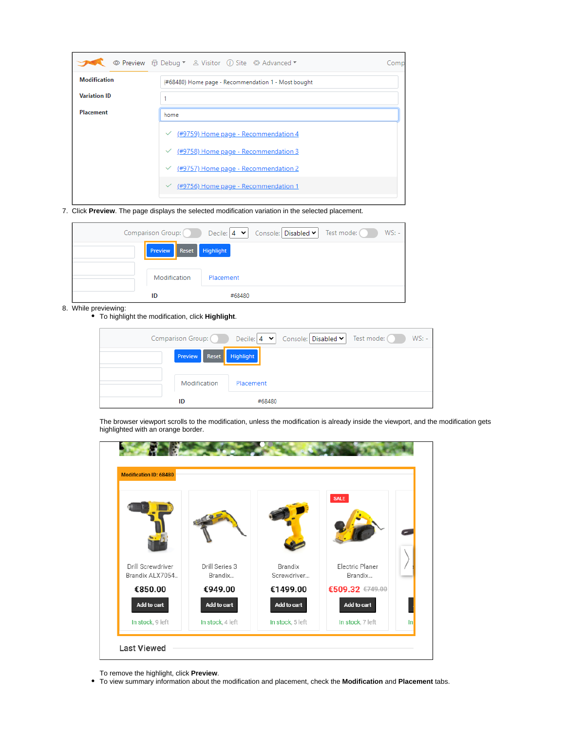7. Click **Preview**. The page displays the selected modification variation in the selected placement.

8. While previewing:
   - To highlight the modification, click **Highlight**.

     The browser viewport scrolls to the modification, unless the modification is already inside the viewport, and the modification gets highlighted with an orange border.

     To remove the highlight, click **Preview**.
   - To view summary information about the modification and placement, check the **Modification** and **Placement** tabs.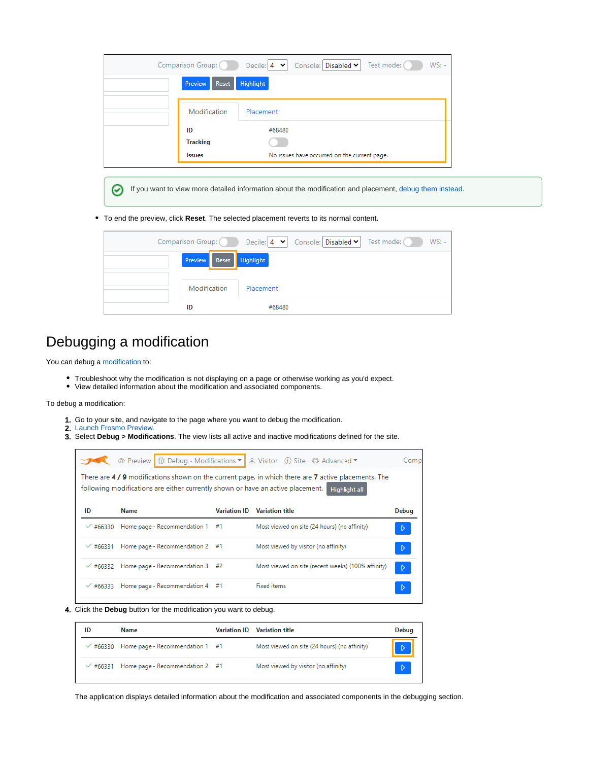If you want to view more detailed information about the modification and placement, debug them instead.

- To end the preview, click **Reset**. The selected placement reverts to its normal content.

## Debugging a modification

You can debug a modification to:

- Troubleshoot why the modification is not displaying on a page or otherwise working as you'd expect.
- View detailed information about the modification and associated components.

To debug a modification:

1. Go to your site, and navigate to the page where you want to debug the modification.
2. Launch Frosmo Preview.
3. Select **Debug > Modifications**. The view lists all active and inactive modifications defined for the site.
4. Click the **Debug** button for the modification you want to debug.

The application displays detailed information about the modification and associated components in the debugging section.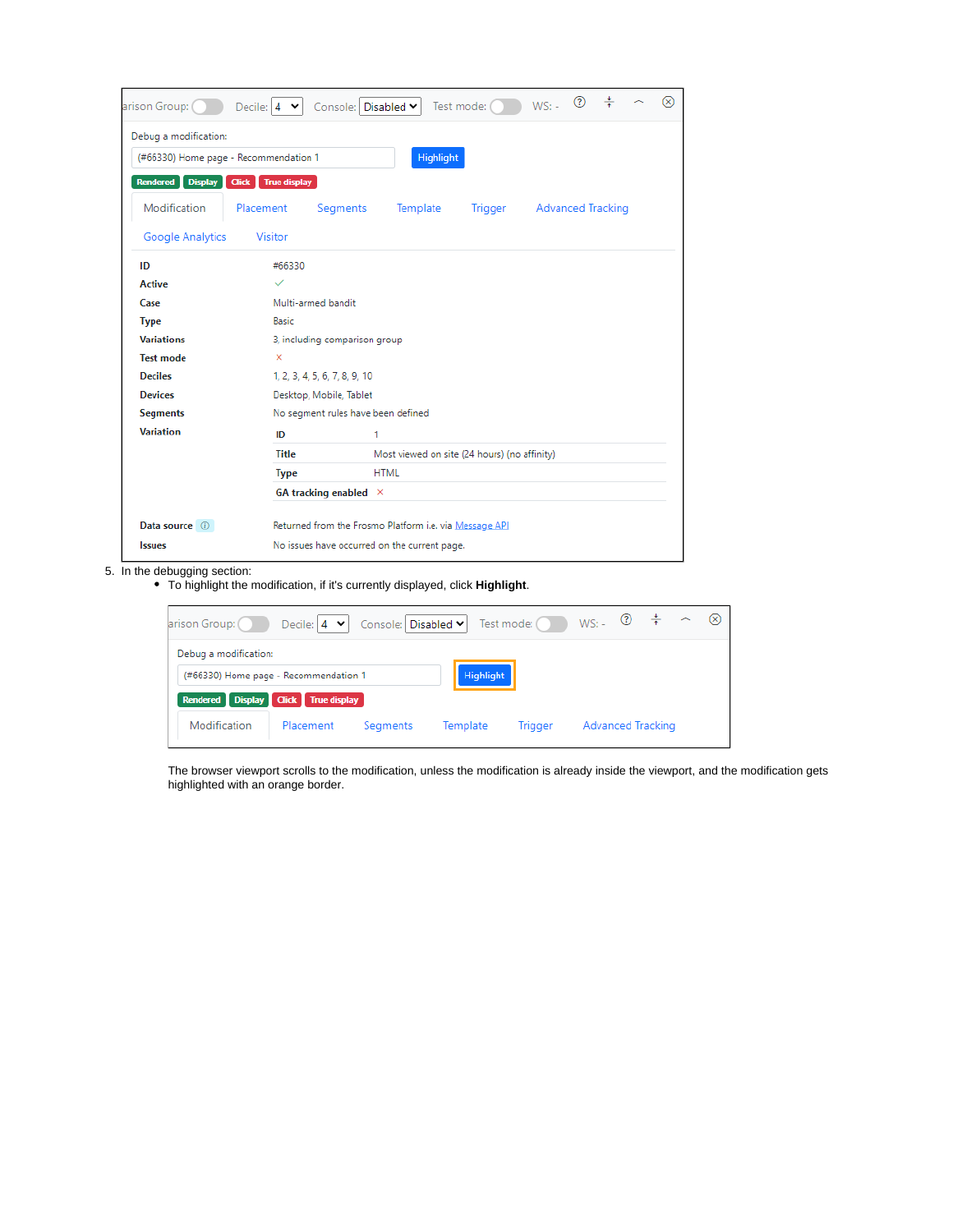arison Group: Decile: 4 Console: Disabled Test mode: WS: -

Debug a modification:

(#66330) Home page - Recommendation 1 Highlight

Rendered Display Click True display

Modification Placement Segments Template Trigger Advanced Tracking

Google Analytics Visitor

| | |
|---|---|
| **ID** | #66330 |
| **Active** | ✓ |
| **Case** | Multi-armed bandit |
| **Type** | Basic |
| **Variations** | 3, including comparison group |
| **Test mode** | × |
| **Deciles** | 1, 2, 3, 4, 5, 6, 7, 8, 9, 10 |
| **Devices** | Desktop, Mobile, Tablet |
| **Segments** | No segment rules have been defined |
| **Variation** | **ID**: 1; **Title**: Most viewed on site (24 hours) (no affinity); **Type**: HTML; **GA tracking enabled**: × |
| **Data source** | Returned from the Frosmo Platform i.e. via Message API |
| **Issues** | No issues have occurred on the current page. |

5. In the debugging section:
   - To highlight the modification, if it's currently displayed, click **Highlight**.

   arison Group: Decile: 4 Console: Disabled Test mode: WS: -

   Debug a modification:

   (#66330) Home page - Recommendation 1 Highlight

   Rendered Display Click True display

   Modification Placement Segments Template Trigger Advanced Tracking

   The browser viewport scrolls to the modification, unless the modification is already inside the viewport, and the modification gets highlighted with an orange border.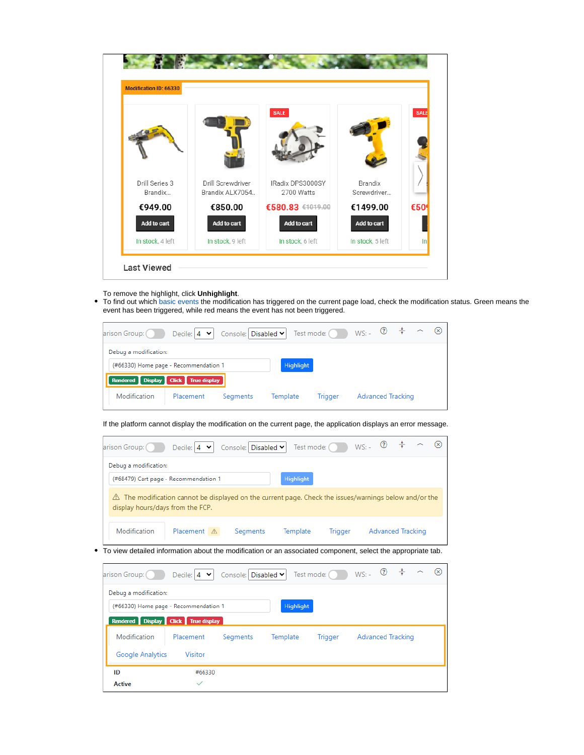To remove the highlight, click **Unhighlight**.

- To find out which basic events the modification has triggered on the current page load, check the modification status. Green means the event has been triggered, while red means the event has not been triggered.

If the platform cannot display the modification on the current page, the application displays an error message.

- To view detailed information about the modification or an associated component, select the appropriate tab.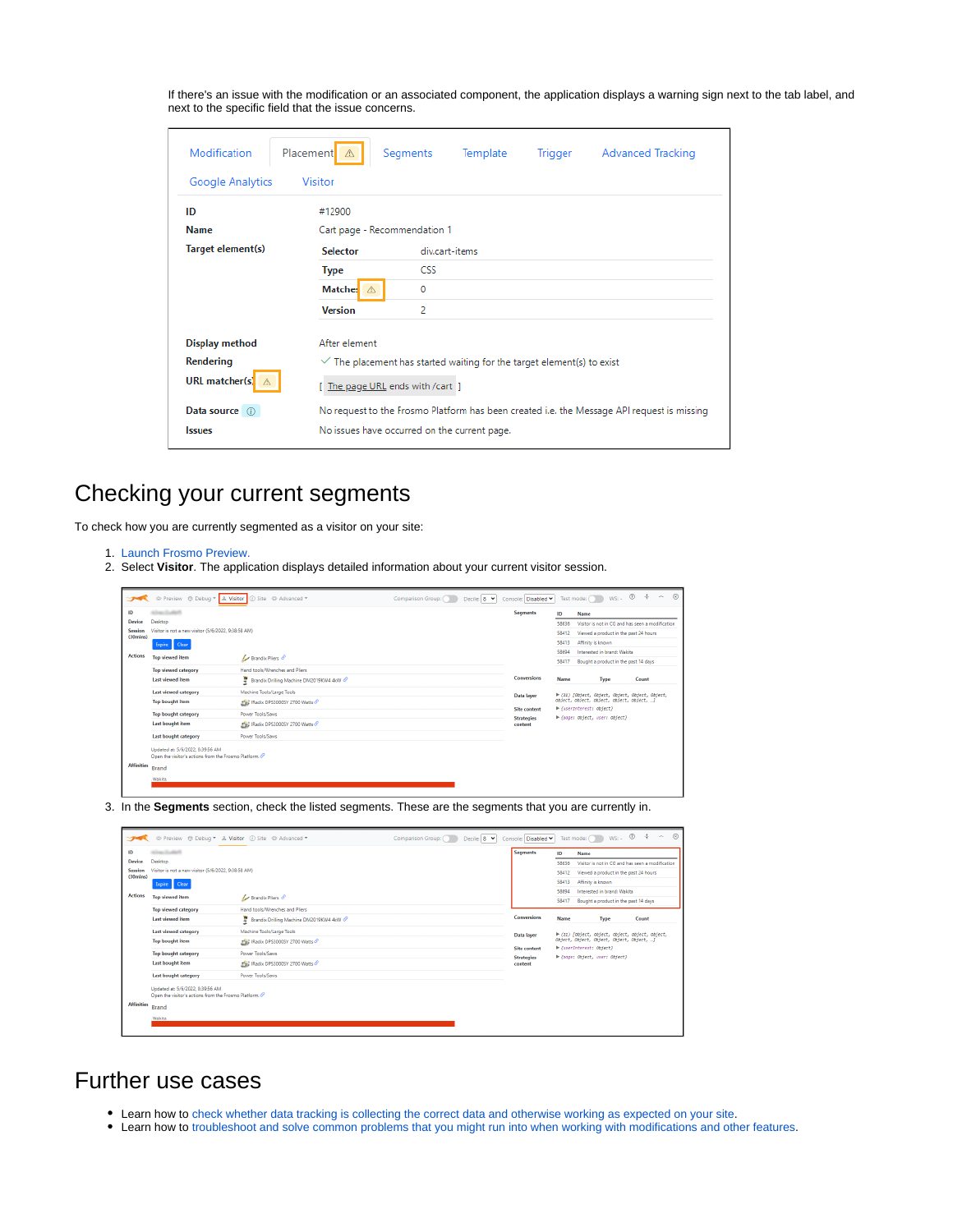If there's an issue with the modification or an associated component, the application displays a warning sign next to the tab label, and next to the specific field that the issue concerns.

| | | | |
|---|---|---|---|
| Modification | Placement ⚠ | Segments | Template |
| Trigger | Advanced Tracking | Google Analytics | Visitor |

| | | |
|---|---|---|
| **ID** | #12900 | |
| **Name** | Cart page - Recommendation 1 | |
| **Target element(s)** | **Selector** | div.cart-items |
| | **Type** | CSS |
| | **Matches** ⚠ | 0 |
| | **Version** | 2 |
| **Display method** | After element | |
| **Rendering** | ✓ The placement has started waiting for the target element(s) to exist | |
| **URL matcher(s)** ⚠ | [ The page URL ends with /cart ] | |
| **Data source** ⓘ | No request to the Frosmo Platform has been created i.e. the Message API request is missing | |
| **Issues** | No issues have occurred on the current page. | |

# Checking your current segments

To check how you are currently segmented as a visitor on your site:

1. Launch Frosmo Preview.
2. Select **Visitor**. The application displays detailed information about your current visitor session.
3. In the **Segments** section, check the listed segments. These are the segments that you are currently in.

# Further use cases

- Learn how to check whether data tracking is collecting the correct data and otherwise working as expected on your site.
- Learn how to troubleshoot and solve common problems that you might run into when working with modifications and other features.